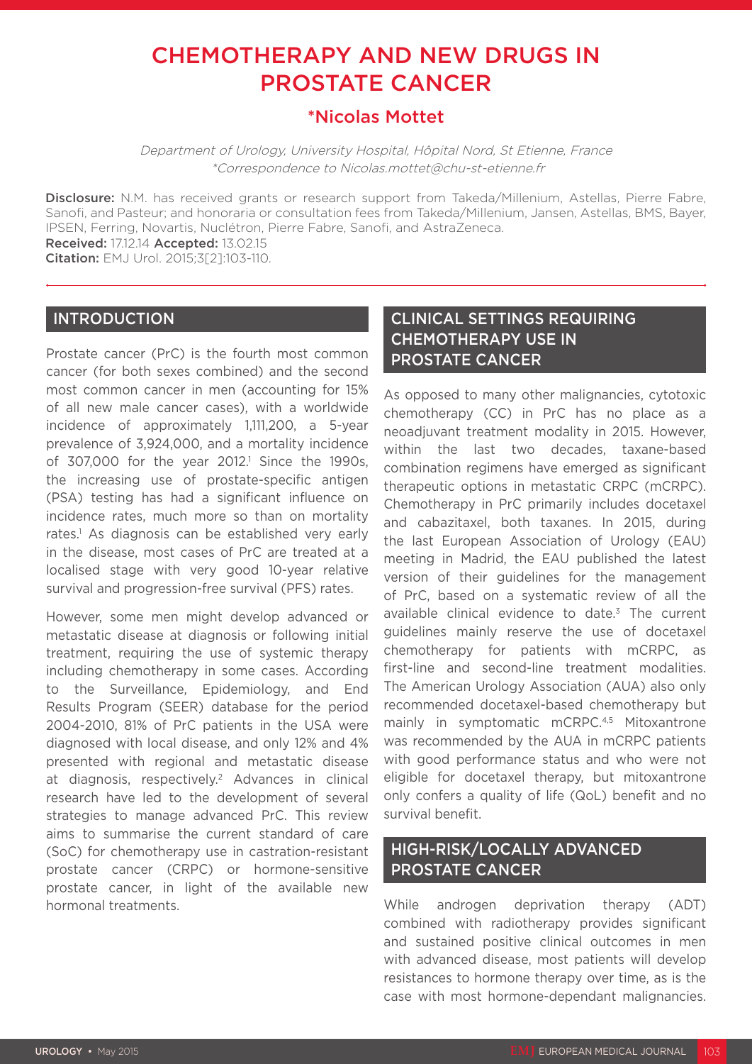# CHEMOTHERAPY AND NEW DRUGS IN PROSTATE CANCER

## *Nicolas Mottet

*Department of Urology, University Hospital, Hôpital Nord, St Etienne, France*
*\*Correspondence to Nicolas.mottet@chu-st-etienne.fr*

**Disclosure:** N.M. has received grants or research support from Takeda/Millenium, Astellas, Pierre Fabre, Sanofi, and Pasteur; and honoraria or consultation fees from Takeda/Millenium, Jansen, Astellas, BMS, Bayer, IPSEN, Ferring, Novartis, Nuclétron, Pierre Fabre, Sanofi, and AstraZeneca.
**Received:** 17.12.14 **Accepted:** 13.02.15
**Citation:** EMJ Urol. 2015;3[2]:103-110.

## INTRODUCTION

Prostate cancer (PrC) is the fourth most common cancer (for both sexes combined) and the second most common cancer in men (accounting for 15% of all new male cancer cases), with a worldwide incidence of approximately 1,111,200, a 5-year prevalence of 3,924,000, and a mortality incidence of 307,000 for the year 2012.[1] Since the 1990s, the increasing use of prostate-specific antigen (PSA) testing has had a significant influence on incidence rates, much more so than on mortality rates.[1] As diagnosis can be established very early in the disease, most cases of PrC are treated at a localised stage with very good 10-year relative survival and progression-free survival (PFS) rates.

However, some men might develop advanced or metastatic disease at diagnosis or following initial treatment, requiring the use of systemic therapy including chemotherapy in some cases. According to the Surveillance, Epidemiology, and End Results Program (SEER) database for the period 2004-2010, 81% of PrC patients in the USA were diagnosed with local disease, and only 12% and 4% presented with regional and metastatic disease at diagnosis, respectively.[2] Advances in clinical research have led to the development of several strategies to manage advanced PrC. This review aims to summarise the current standard of care (SoC) for chemotherapy use in castration-resistant prostate cancer (CRPC) or hormone-sensitive prostate cancer, in light of the available new hormonal treatments.

## CLINICAL SETTINGS REQUIRING CHEMOTHERAPY USE IN PROSTATE CANCER

As opposed to many other malignancies, cytotoxic chemotherapy (CC) in PrC has no place as a neoadjuvant treatment modality in 2015. However, within the last two decades, taxane-based combination regimens have emerged as significant therapeutic options in metastatic CRPC (mCRPC). Chemotherapy in PrC primarily includes docetaxel and cabazitaxel, both taxanes. In 2015, during the last European Association of Urology (EAU) meeting in Madrid, the EAU published the latest version of their guidelines for the management of PrC, based on a systematic review of all the available clinical evidence to date.[3] The current guidelines mainly reserve the use of docetaxel chemotherapy for patients with mCRPC, as first-line and second-line treatment modalities. The American Urology Association (AUA) also only recommended docetaxel-based chemotherapy but mainly in symptomatic mCRPC.[4,5] Mitoxantrone was recommended by the AUA in mCRPC patients with good performance status and who were not eligible for docetaxel therapy, but mitoxantrone only confers a quality of life (QoL) benefit and no survival benefit.

## HIGH-RISK/LOCALLY ADVANCED PROSTATE CANCER

While androgen deprivation therapy (ADT) combined with radiotherapy provides significant and sustained positive clinical outcomes in men with advanced disease, most patients will develop resistances to hormone therapy over time, as is the case with most hormone-dependant malignancies.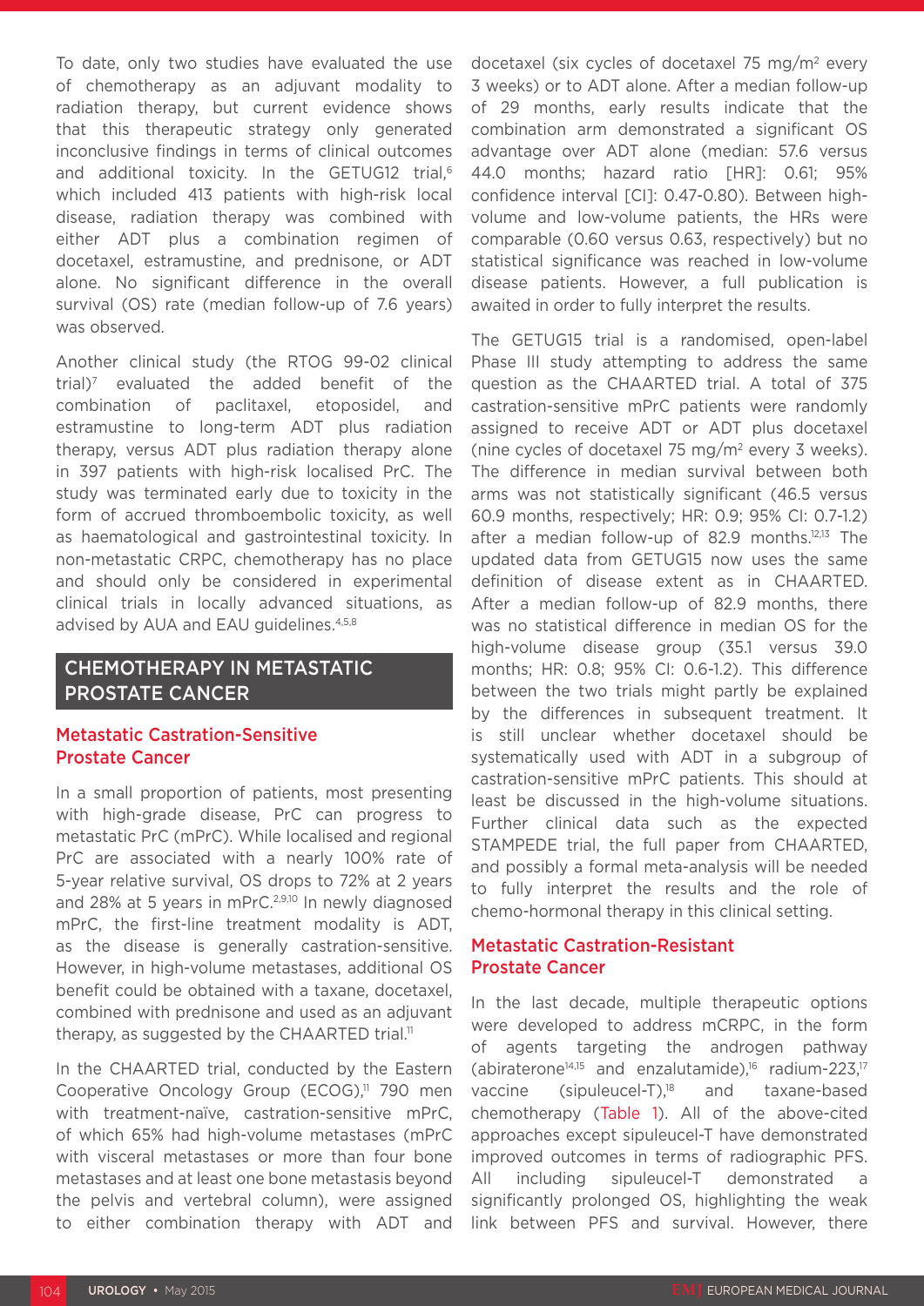To date, only two studies have evaluated the use of chemotherapy as an adjuvant modality to radiation therapy, but current evidence shows that this therapeutic strategy only generated inconclusive findings in terms of clinical outcomes and additional toxicity. In the GETUG12 trial,[6] which included 413 patients with high-risk local disease, radiation therapy was combined with either ADT plus a combination regimen of docetaxel, estramustine, and prednisone, or ADT alone. No significant difference in the overall survival (OS) rate (median follow-up of 7.6 years) was observed.

Another clinical study (the RTOG 99-02 clinical trial)[7] evaluated the added benefit of the combination of paclitaxel, etoposidel, and estramustine to long-term ADT plus radiation therapy, versus ADT plus radiation therapy alone in 397 patients with high-risk localised PrC. The study was terminated early due to toxicity in the form of accrued thromboembolic toxicity, as well as haematological and gastrointestinal toxicity. In non-metastatic CRPC, chemotherapy has no place and should only be considered in experimental clinical trials in locally advanced situations, as advised by AUA and EAU guidelines.[4,5,8]

## CHEMOTHERAPY IN METASTATIC PROSTATE CANCER

### Metastatic Castration-Sensitive Prostate Cancer

In a small proportion of patients, most presenting with high-grade disease, PrC can progress to metastatic PrC (mPrC). While localised and regional PrC are associated with a nearly 100% rate of 5-year relative survival, OS drops to 72% at 2 years and 28% at 5 years in mPrC.[2,9,10] In newly diagnosed mPrC, the first-line treatment modality is ADT, as the disease is generally castration-sensitive. However, in high-volume metastases, additional OS benefit could be obtained with a taxane, docetaxel, combined with prednisone and used as an adjuvant therapy, as suggested by the CHAARTED trial.[11]

In the CHAARTED trial, conducted by the Eastern Cooperative Oncology Group (ECOG),[11] 790 men with treatment-naïve, castration-sensitive mPrC, of which 65% had high-volume metastases (mPrC with visceral metastases or more than four bone metastases and at least one bone metastasis beyond the pelvis and vertebral column), were assigned to either combination therapy with ADT and docetaxel (six cycles of docetaxel 75 mg/m$^2$ every 3 weeks) or to ADT alone. After a median follow-up of 29 months, early results indicate that the combination arm demonstrated a significant OS advantage over ADT alone (median: 57.6 versus 44.0 months; hazard ratio [HR]: 0.61; 95% confidence interval [CI]: 0.47-0.80). Between high-volume and low-volume patients, the HRs were comparable (0.60 versus 0.63, respectively) but no statistical significance was reached in low-volume disease patients. However, a full publication is awaited in order to fully interpret the results.

The GETUG15 trial is a randomised, open-label Phase III study attempting to address the same question as the CHAARTED trial. A total of 375 castration-sensitive mPrC patients were randomly assigned to receive ADT or ADT plus docetaxel (nine cycles of docetaxel 75 mg/m$^2$ every 3 weeks). The difference in median survival between both arms was not statistically significant (46.5 versus 60.9 months, respectively; HR: 0.9; 95% CI: 0.7-1.2) after a median follow-up of 82.9 months.[12,13] The updated data from GETUG15 now uses the same definition of disease extent as in CHAARTED. After a median follow-up of 82.9 months, there was no statistical difference in median OS for the high-volume disease group (35.1 versus 39.0 months; HR: 0.8; 95% CI: 0.6-1.2). This difference between the two trials might partly be explained by the differences in subsequent treatment. It is still unclear whether docetaxel should be systematically used with ADT in a subgroup of castration-sensitive mPrC patients. This should at least be discussed in the high-volume situations. Further clinical data such as the expected STAMPEDE trial, the full paper from CHAARTED, and possibly a formal meta-analysis will be needed to fully interpret the results and the role of chemo-hormonal therapy in this clinical setting.

### Metastatic Castration-Resistant Prostate Cancer

In the last decade, multiple therapeutic options were developed to address mCRPC, in the form of agents targeting the androgen pathway (abiraterone[14,15] and enzalutamide),[16] radium-223,[17] vaccine (sipuleucel-T),[18] and taxane-based chemotherapy (Table 1). All of the above-cited approaches except sipuleucel-T have demonstrated improved outcomes in terms of radiographic PFS. All including sipuleucel-T demonstrated a significantly prolonged OS, highlighting the weak link between PFS and survival. However, there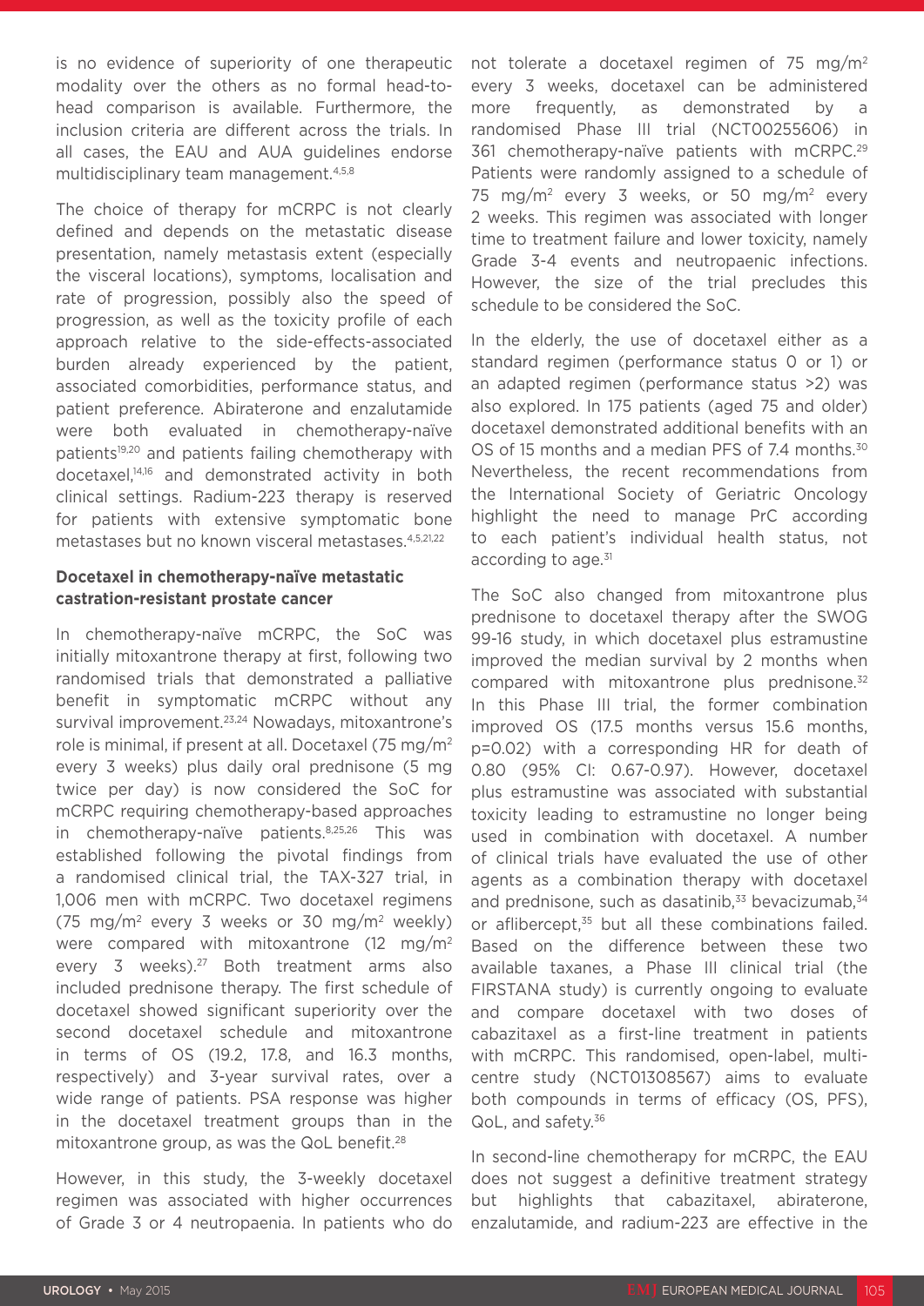is no evidence of superiority of one therapeutic modality over the others as no formal head-to-head comparison is available. Furthermore, the inclusion criteria are different across the trials. In all cases, the EAU and AUA guidelines endorse multidisciplinary team management.[4,5,8]

The choice of therapy for mCRPC is not clearly defined and depends on the metastatic disease presentation, namely metastasis extent (especially the visceral locations), symptoms, localisation and rate of progression, possibly also the speed of progression, as well as the toxicity profile of each approach relative to the side-effects-associated burden already experienced by the patient, associated comorbidities, performance status, and patient preference. Abiraterone and enzalutamide were both evaluated in chemotherapy-naïve patients[19,20] and patients failing chemotherapy with docetaxel,[14,16] and demonstrated activity in both clinical settings. Radium-223 therapy is reserved for patients with extensive symptomatic bone metastases but no known visceral metastases.[4,5,21,22]

### Docetaxel in chemotherapy-naïve metastatic castration-resistant prostate cancer

In chemotherapy-naïve mCRPC, the SoC was initially mitoxantrone therapy at first, following two randomised trials that demonstrated a palliative benefit in symptomatic mCRPC without any survival improvement.[23,24] Nowadays, mitoxantrone's role is minimal, if present at all. Docetaxel (75 mg/m$^2$ every 3 weeks) plus daily oral prednisone (5 mg twice per day) is now considered the SoC for mCRPC requiring chemotherapy-based approaches in chemotherapy-naïve patients.[8,25,26] This was established following the pivotal findings from a randomised clinical trial, the TAX-327 trial, in 1,006 men with mCRPC. Two docetaxel regimens (75 mg/m$^2$ every 3 weeks or 30 mg/m$^2$ weekly) were compared with mitoxantrone (12 mg/m$^2$ every 3 weeks).[27] Both treatment arms also included prednisone therapy. The first schedule of docetaxel showed significant superiority over the second docetaxel schedule and mitoxantrone in terms of OS (19.2, 17.8, and 16.3 months, respectively) and 3-year survival rates, over a wide range of patients. PSA response was higher in the docetaxel treatment groups than in the mitoxantrone group, as was the QoL benefit.[28]

However, in this study, the 3-weekly docetaxel regimen was associated with higher occurrences of Grade 3 or 4 neutropaenia. In patients who do not tolerate a docetaxel regimen of 75 mg/m$^2$ every 3 weeks, docetaxel can be administered more frequently, as demonstrated by a randomised Phase III trial (NCT00255606) in 361 chemotherapy-naïve patients with mCRPC.[29] Patients were randomly assigned to a schedule of 75 mg/m$^2$ every 3 weeks, or 50 mg/m$^2$ every 2 weeks. This regimen was associated with longer time to treatment failure and lower toxicity, namely Grade 3-4 events and neutropaenic infections. However, the size of the trial precludes this schedule to be considered the SoC.

In the elderly, the use of docetaxel either as a standard regimen (performance status 0 or 1) or an adapted regimen (performance status >2) was also explored. In 175 patients (aged 75 and older) docetaxel demonstrated additional benefits with an OS of 15 months and a median PFS of 7.4 months.[30] Nevertheless, the recent recommendations from the International Society of Geriatric Oncology highlight the need to manage PrC according to each patient's individual health status, not according to age.[31]

The SoC also changed from mitoxantrone plus prednisone to docetaxel therapy after the SWOG 99-16 study, in which docetaxel plus estramustine improved the median survival by 2 months when compared with mitoxantrone plus prednisone.[32] In this Phase III trial, the former combination improved OS (17.5 months versus 15.6 months, p=0.02) with a corresponding HR for death of 0.80 (95% CI: 0.67-0.97). However, docetaxel plus estramustine was associated with substantial toxicity leading to estramustine no longer being used in combination with docetaxel. A number of clinical trials have evaluated the use of other agents as a combination therapy with docetaxel and prednisone, such as dasatinib,[33] bevacizumab,[34] or aflibercept,[35] but all these combinations failed. Based on the difference between these two available taxanes, a Phase III clinical trial (the FIRSTANA study) is currently ongoing to evaluate and compare docetaxel with two doses of cabazitaxel as a first-line treatment in patients with mCRPC. This randomised, open-label, multi-centre study (NCT01308567) aims to evaluate both compounds in terms of efficacy (OS, PFS), QoL, and safety.[36]

In second-line chemotherapy for mCRPC, the EAU does not suggest a definitive treatment strategy but highlights that cabazitaxel, abiraterone, enzalutamide, and radium-223 are effective in the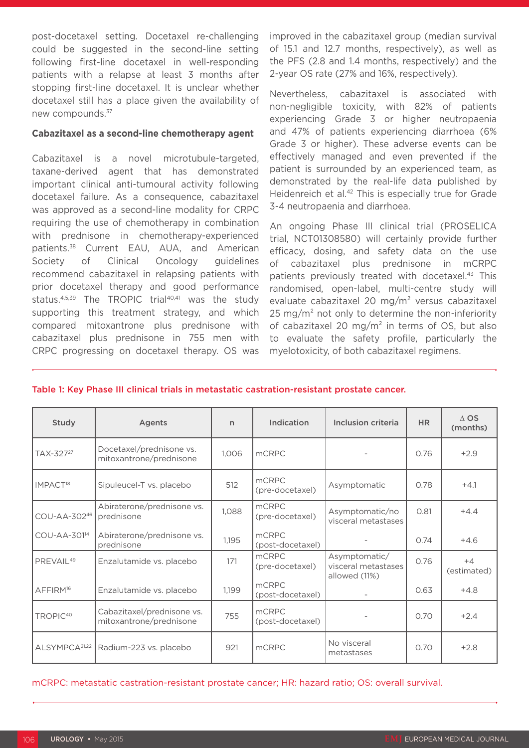post-docetaxel setting. Docetaxel re-challenging could be suggested in the second-line setting following first-line docetaxel in well-responding patients with a relapse at least 3 months after stopping first-line docetaxel. It is unclear whether docetaxel still has a place given the availability of new compounds.[37]

### Cabazitaxel as a second-line chemotherapy agent

Cabazitaxel is a novel microtubule-targeted, taxane-derived agent that has demonstrated important clinical anti-tumoural activity following docetaxel failure. As a consequence, cabazitaxel was approved as a second-line modality for CRPC requiring the use of chemotherapy in combination with prednisone in chemotherapy-experienced patients.[38] Current EAU, AUA, and American Society of Clinical Oncology guidelines recommend cabazitaxel in relapsing patients with prior docetaxel therapy and good performance status.[4,5,39] The TROPIC trial[40,41] was the study supporting this treatment strategy, and which compared mitoxantrone plus prednisone with cabazitaxel plus prednisone in 755 men with CRPC progressing on docetaxel therapy. OS was improved in the cabazitaxel group (median survival of 15.1 and 12.7 months, respectively), as well as the PFS (2.8 and 1.4 months, respectively) and the 2-year OS rate (27% and 16%, respectively).

Nevertheless, cabazitaxel is associated with non-negligible toxicity, with 82% of patients experiencing Grade 3 or higher neutropaenia and 47% of patients experiencing diarrhoea (6% Grade 3 or higher). These adverse events can be effectively managed and even prevented if the patient is surrounded by an experienced team, as demonstrated by the real-life data published by Heidenreich et al.[42] This is especially true for Grade 3-4 neutropaenia and diarrhoea.

An ongoing Phase III clinical trial (PROSELICA trial, NCT01308580) will certainly provide further efficacy, dosing, and safety data on the use of cabazitaxel plus prednisone in mCRPC patients previously treated with docetaxel.[43] This randomised, open-label, multi-centre study will evaluate cabazitaxel 20 mg/m$^2$ versus cabazitaxel 25 mg/m$^2$ not only to determine the non-inferiority of cabazitaxel 20 mg/m$^2$ in terms of OS, but also to evaluate the safety profile, particularly the myelotoxicity, of both cabazitaxel regimens.

Table 1: Key Phase III clinical trials in metastatic castration-resistant prostate cancer.

| Study | Agents | n | Indication | Inclusion criteria | HR | Δ OS (months) |
|---|---|---|---|---|---|---|
| TAX-327[27] | Docetaxel/prednisone vs. mitoxantrone/prednisone | 1,006 | mCRPC | - | 0.76 | +2.9 |
| IMPACT[18] | Sipuleucel-T vs. placebo | 512 | mCRPC (pre-docetaxel) | Asymptomatic | 0.78 | +4.1 |
| COU-AA-302[46] | Abiraterone/prednisone vs. prednisone | 1,088 | mCRPC (pre-docetaxel) | Asymptomatic/no visceral metastases | 0.81 | +4.4 |
| COU-AA-301[14] | Abiraterone/prednisone vs. prednisone | 1,195 | mCRPC (post-docetaxel) | - | 0.74 | +4.6 |
| PREVAIL[49] | Enzalutamide vs. placebo | 171 | mCRPC (pre-docetaxel) | Asymptomatic/ visceral metastases allowed (11%) | 0.76 | +4 (estimated) |
| AFFIRM[16] | Enzalutamide vs. placebo | 1,199 | mCRPC (post-docetaxel) | - | 0.63 | +4.8 |
| TROPIC[40] | Cabazitaxel/prednisone vs. mitoxantrone/prednisone | 755 | mCRPC (post-docetaxel) | - | 0.70 | +2.4 |
| ALSYMPCA[21,22] | Radium-223 vs. placebo | 921 | mCRPC | No visceral metastases | 0.70 | +2.8 |

mCRPC: metastatic castration-resistant prostate cancer; HR: hazard ratio; OS: overall survival.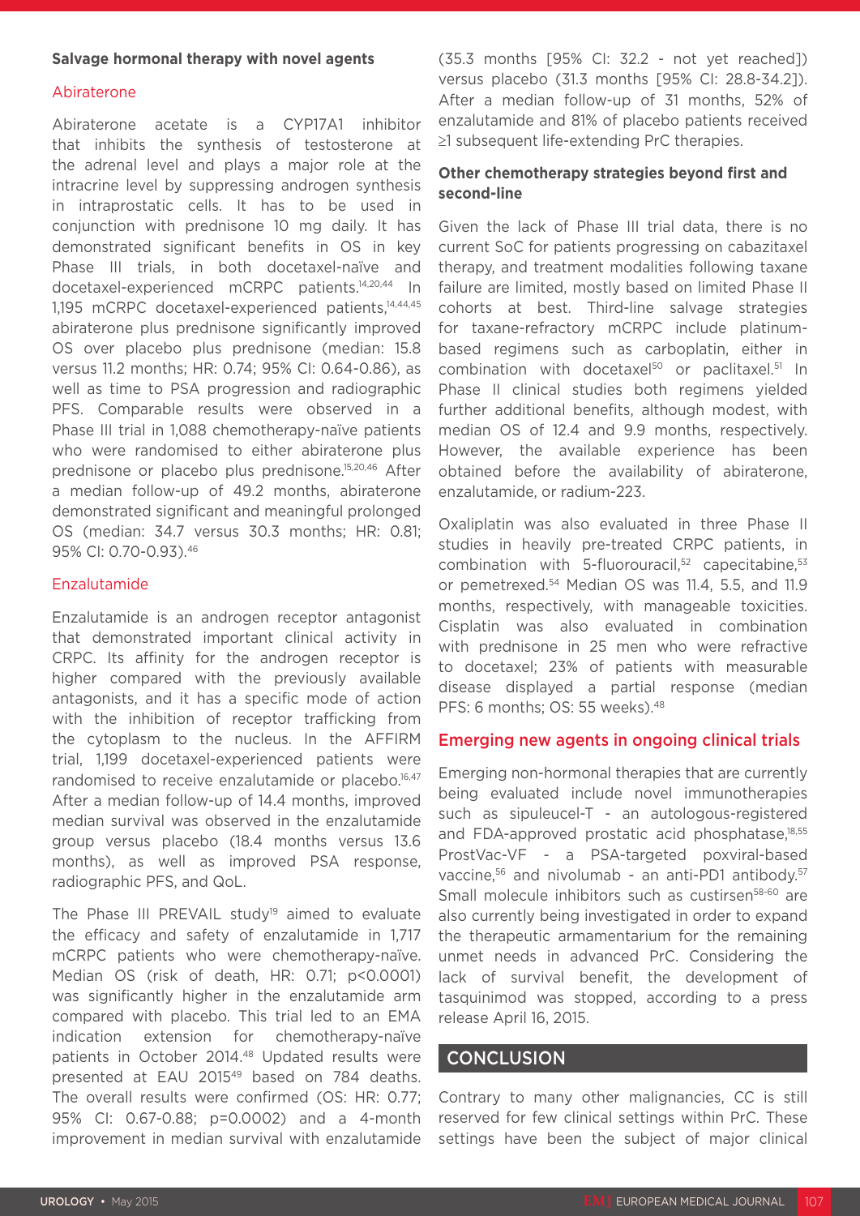**Salvage hormonal therapy with novel agents**

### Abiraterone

Abiraterone acetate is a CYP17A1 inhibitor that inhibits the synthesis of testosterone at the adrenal level and plays a major role at the intracrine level by suppressing androgen synthesis in intraprostatic cells. It has to be used in conjunction with prednisone 10 mg daily. It has demonstrated significant benefits in OS in key Phase III trials, in both docetaxel-naïve and docetaxel-experienced mCRPC patients.[14,20,44] In 1,195 mCRPC docetaxel-experienced patients,[14,44,45] abiraterone plus prednisone significantly improved OS over placebo plus prednisone (median: 15.8 versus 11.2 months; HR: 0.74; 95% CI: 0.64-0.86), as well as time to PSA progression and radiographic PFS. Comparable results were observed in a Phase III trial in 1,088 chemotherapy-naïve patients who were randomised to either abiraterone plus prednisone or placebo plus prednisone.[15,20,46] After a median follow-up of 49.2 months, abiraterone demonstrated significant and meaningful prolonged OS (median: 34.7 versus 30.3 months; HR: 0.81; 95% CI: 0.70-0.93).[46]

### Enzalutamide

Enzalutamide is an androgen receptor antagonist that demonstrated important clinical activity in CRPC. Its affinity for the androgen receptor is higher compared with the previously available antagonists, and it has a specific mode of action with the inhibition of receptor trafficking from the cytoplasm to the nucleus. In the AFFIRM trial, 1,199 docetaxel-experienced patients were randomised to receive enzalutamide or placebo.[16,47] After a median follow-up of 14.4 months, improved median survival was observed in the enzalutamide group versus placebo (18.4 months versus 13.6 months), as well as improved PSA response, radiographic PFS, and QoL.

The Phase III PREVAIL study[19] aimed to evaluate the efficacy and safety of enzalutamide in 1,717 mCRPC patients who were chemotherapy-naïve. Median OS (risk of death, HR: 0.71; $p<0.0001$) was significantly higher in the enzalutamide arm compared with placebo. This trial led to an EMA indication extension for chemotherapy-naïve patients in October 2014.[48] Updated results were presented at EAU 2015[49] based on 784 deaths. The overall results were confirmed (OS: HR: 0.77; 95% CI: 0.67-0.88; p=0.0002) and a 4-month improvement in median survival with enzalutamide (35.3 months [95% CI: 32.2 - not yet reached]) versus placebo (31.3 months [95% CI: 28.8-34.2]). After a median follow-up of 31 months, 52% of enzalutamide and 81% of placebo patients received ≥1 subsequent life-extending PrC therapies.

**Other chemotherapy strategies beyond first and second-line**

Given the lack of Phase III trial data, there is no current SoC for patients progressing on cabazitaxel therapy, and treatment modalities following taxane failure are limited, mostly based on limited Phase II cohorts at best. Third-line salvage strategies for taxane-refractory mCRPC include platinum-based regimens such as carboplatin, either in combination with docetaxel[50] or paclitaxel.[51] In Phase II clinical studies both regimens yielded further additional benefits, although modest, with median OS of 12.4 and 9.9 months, respectively. However, the available experience has been obtained before the availability of abiraterone, enzalutamide, or radium-223.

Oxaliplatin was also evaluated in three Phase II studies in heavily pre-treated CRPC patients, in combination with 5-fluorouracil,[52] capecitabine,[53] or pemetrexed.[54] Median OS was 11.4, 5.5, and 11.9 months, respectively, with manageable toxicities. Cisplatin was also evaluated in combination with prednisone in 25 men who were refractive to docetaxel; 23% of patients with measurable disease displayed a partial response (median PFS: 6 months; OS: 55 weeks).[48]

## Emerging new agents in ongoing clinical trials

Emerging non-hormonal therapies that are currently being evaluated include novel immunotherapies such as sipuleucel-T - an autologous-registered and FDA-approved prostatic acid phosphatase,[18,55] ProstVac-VF - a PSA-targeted poxviral-based vaccine,[56] and nivolumab - an anti-PD1 antibody.[57] Small molecule inhibitors such as custirsen[58-60] are also currently being investigated in order to expand the therapeutic armamentarium for the remaining unmet needs in advanced PrC. Considering the lack of survival benefit, the development of tasquinimod was stopped, according to a press release April 16, 2015.

## CONCLUSION

Contrary to many other malignancies, CC is still reserved for few clinical settings within PrC. These settings have been the subject of major clinical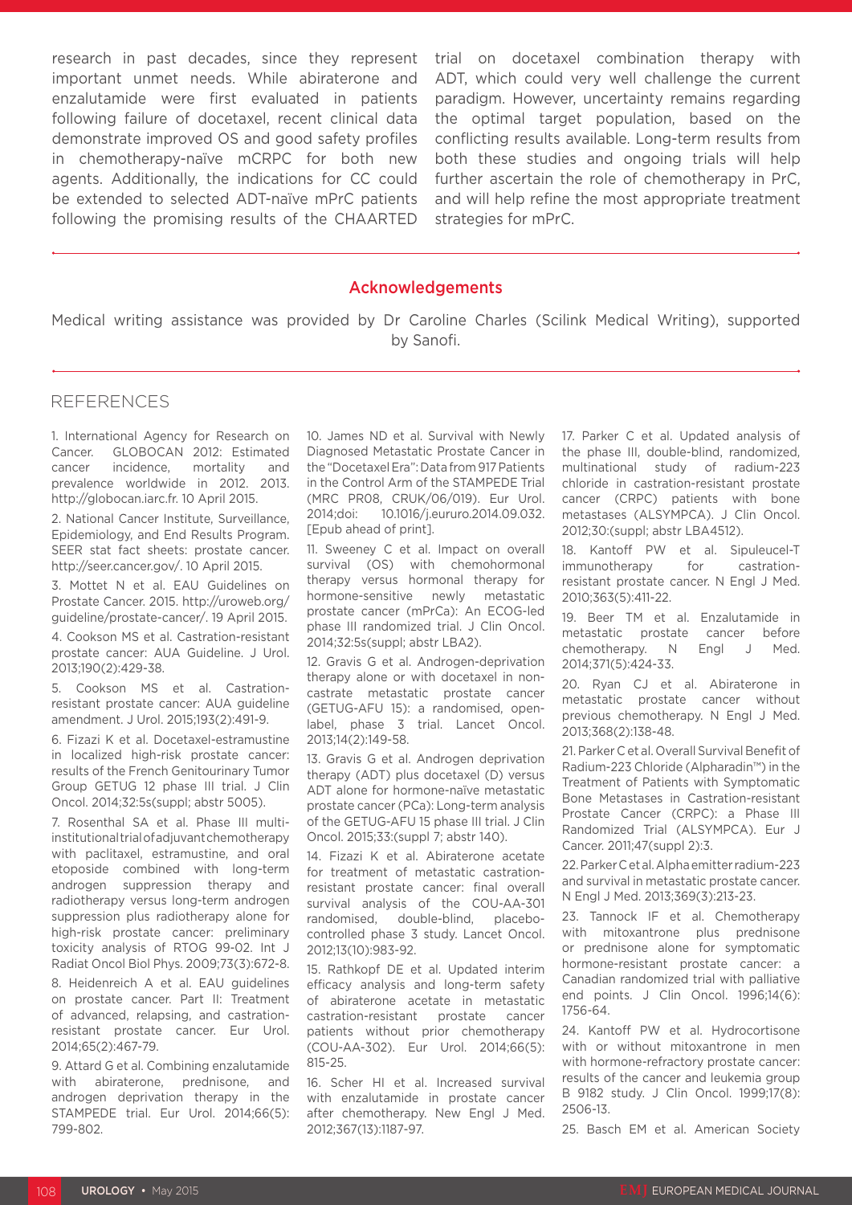research in past decades, since they represent important unmet needs. While abiraterone and enzalutamide were first evaluated in patients following failure of docetaxel, recent clinical data demonstrate improved OS and good safety profiles in chemotherapy-naïve mCRPC for both new agents. Additionally, the indications for CC could be extended to selected ADT-naïve mPrC patients following the promising results of the CHAARTED trial on docetaxel combination therapy with ADT, which could very well challenge the current paradigm. However, uncertainty remains regarding the optimal target population, based on the conflicting results available. Long-term results from both these studies and ongoing trials will help further ascertain the role of chemotherapy in PrC, and will help refine the most appropriate treatment strategies for mPrC.

## Acknowledgements

Medical writing assistance was provided by Dr Caroline Charles (Scilink Medical Writing), supported by Sanofi.

## REFERENCES

1. International Agency for Research on Cancer. GLOBOCAN 2012: Estimated cancer incidence, mortality and prevalence worldwide in 2012. 2013. http://globocan.iarc.fr. 10 April 2015.

2. National Cancer Institute, Surveillance, Epidemiology, and End Results Program. SEER stat fact sheets: prostate cancer. http://seer.cancer.gov/. 10 April 2015.

3. Mottet N et al. EAU Guidelines on Prostate Cancer. 2015. http://uroweb.org/guideline/prostate-cancer/. 19 April 2015.

4. Cookson MS et al. Castration-resistant prostate cancer: AUA Guideline. J Urol. 2013;190(2):429-38.

5. Cookson MS et al. Castration-resistant prostate cancer: AUA guideline amendment. J Urol. 2015;193(2):491-9.

6. Fizazi K et al. Docetaxel-estramustine in localized high-risk prostate cancer: results of the French Genitourinary Tumor Group GETUG 12 phase III trial. J Clin Oncol. 2014;32:5s(suppl; abstr 5005).

7. Rosenthal SA et al. Phase III multi-institutional trial of adjuvant chemotherapy with paclitaxel, estramustine, and oral etoposide combined with long-term androgen suppression therapy and radiotherapy versus long-term androgen suppression plus radiotherapy alone for high-risk prostate cancer: preliminary toxicity analysis of RTOG 99-02. Int J Radiat Oncol Biol Phys. 2009;73(3):672-8.

8. Heidenreich A et al. EAU guidelines on prostate cancer. Part II: Treatment of advanced, relapsing, and castration-resistant prostate cancer. Eur Urol. 2014;65(2):467-79.

9. Attard G et al. Combining enzalutamide with abiraterone, prednisone, and androgen deprivation therapy in the STAMPEDE trial. Eur Urol. 2014;66(5):799-802.

10. James ND et al. Survival with Newly Diagnosed Metastatic Prostate Cancer in the "Docetaxel Era": Data from 917 Patients in the Control Arm of the STAMPEDE Trial (MRC PR08, CRUK/06/019). Eur Urol. 2014;doi: 10.1016/j.eururo.2014.09.032. [Epub ahead of print].

11. Sweeney C et al. Impact on overall survival (OS) with chemohormonal therapy versus hormonal therapy for hormone-sensitive newly metastatic prostate cancer (mPrCa): An ECOG-led phase III randomized trial. J Clin Oncol. 2014;32:5s(suppl; abstr LBA2).

12. Gravis G et al. Androgen-deprivation therapy alone or with docetaxel in non-castrate metastatic prostate cancer (GETUG-AFU 15): a randomised, open-label, phase 3 trial. Lancet Oncol. 2013;14(2):149-58.

13. Gravis G et al. Androgen deprivation therapy (ADT) plus docetaxel (D) versus ADT alone for hormone-naïve metastatic prostate cancer (PCa): Long-term analysis of the GETUG-AFU 15 phase III trial. J Clin Oncol. 2015;33:(suppl 7; abstr 140).

14. Fizazi K et al. Abiraterone acetate for treatment of metastatic castration-resistant prostate cancer: final overall survival analysis of the COU-AA-301 randomised, double-blind, placebo-controlled phase 3 study. Lancet Oncol. 2012;13(10):983-92.

15. Rathkopf DE et al. Updated interim efficacy analysis and long-term safety of abiraterone acetate in metastatic castration-resistant prostate cancer patients without prior chemotherapy (COU-AA-302). Eur Urol. 2014;66(5):815-25.

16. Scher HI et al. Increased survival with enzalutamide in prostate cancer after chemotherapy. New Engl J Med. 2012;367(13):1187-97.

17. Parker C et al. Updated analysis of the phase III, double-blind, randomized, multinational study of radium-223 chloride in castration-resistant prostate cancer (CRPC) patients with bone metastases (ALSYMPCA). J Clin Oncol. 2012;30:(suppl; abstr LBA4512).

18. Kantoff PW et al. Sipuleucel-T immunotherapy for castration-resistant prostate cancer. N Engl J Med. 2010;363(5):411-22.

19. Beer TM et al. Enzalutamide in metastatic prostate cancer before chemotherapy. N Engl J Med. 2014;371(5):424-33.

20. Ryan CJ et al. Abiraterone in metastatic prostate cancer without previous chemotherapy. N Engl J Med. 2013;368(2):138-48.

21. Parker C et al. Overall Survival Benefit of Radium-223 Chloride (Alpharadin™) in the Treatment of Patients with Symptomatic Bone Metastases in Castration-resistant Prostate Cancer (CRPC): a Phase III Randomized Trial (ALSYMPCA). Eur J Cancer. 2011;47(suppl 2):3.

22. Parker C et al. Alpha emitter radium-223 and survival in metastatic prostate cancer. N Engl J Med. 2013;369(3):213-23.

23. Tannock IF et al. Chemotherapy with mitoxantrone plus prednisone or prednisone alone for symptomatic hormone-resistant prostate cancer: a Canadian randomized trial with palliative end points. J Clin Oncol. 1996;14(6):1756-64.

24. Kantoff PW et al. Hydrocortisone with or without mitoxantrone in men with hormone-refractory prostate cancer: results of the cancer and leukemia group B 9182 study. J Clin Oncol. 1999;17(8):2506-13.

25. Basch EM et al. American Society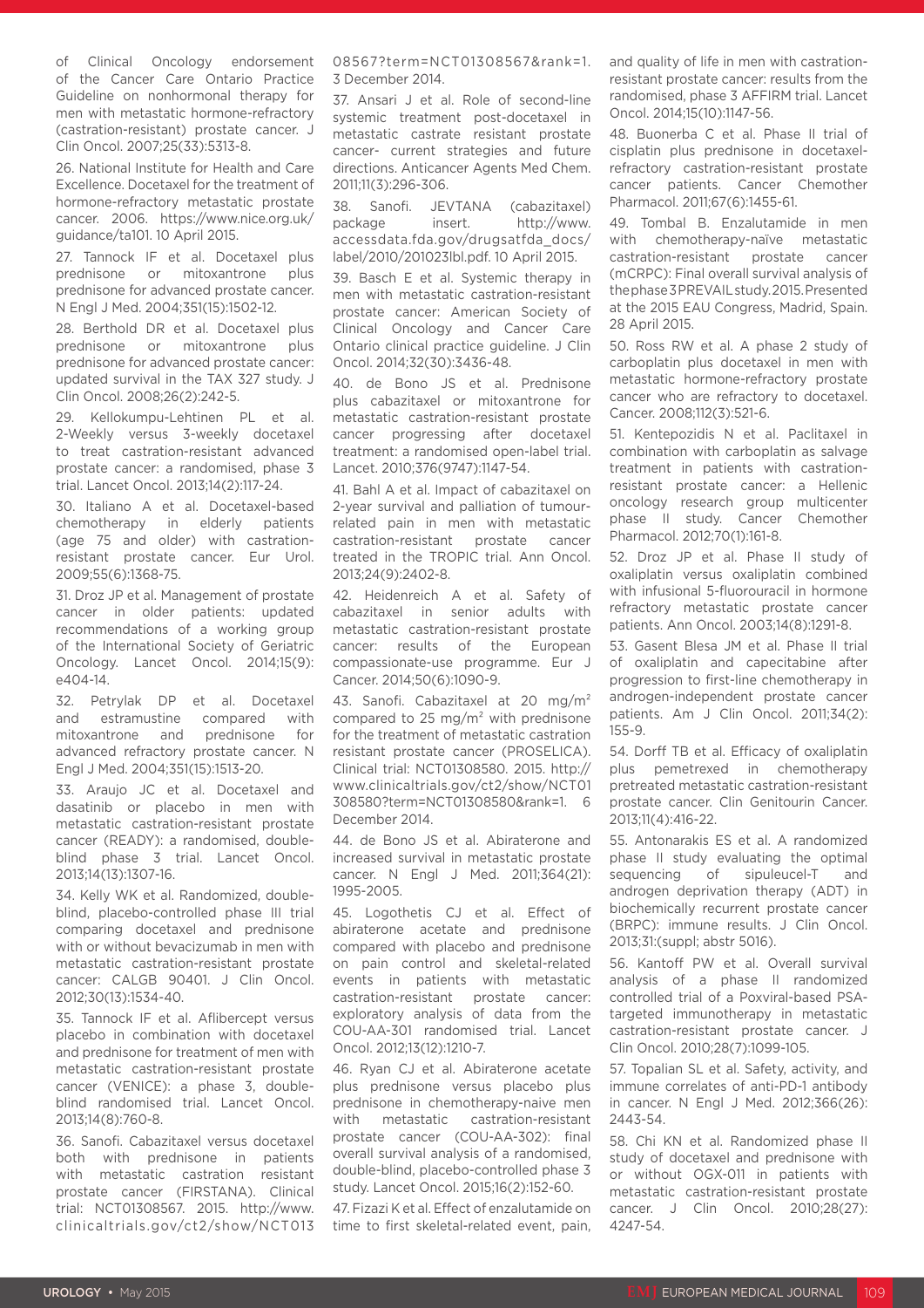of Clinical Oncology endorsement of the Cancer Care Ontario Practice Guideline on nonhormonal therapy for men with metastatic hormone-refractory (castration-resistant) prostate cancer. J Clin Oncol. 2007;25(33):5313-8.

26. National Institute for Health and Care Excellence. Docetaxel for the treatment of hormone-refractory metastatic prostate cancer. 2006. https://www.nice.org.uk/guidance/ta101. 10 April 2015.

27. Tannock IF et al. Docetaxel plus prednisone or mitoxantrone plus prednisone for advanced prostate cancer. N Engl J Med. 2004;351(15):1502-12.

28. Berthold DR et al. Docetaxel plus prednisone or mitoxantrone plus prednisone for advanced prostate cancer: updated survival in the TAX 327 study. J Clin Oncol. 2008;26(2):242-5.

29. Kellokumpu-Lehtinen PL et al. 2-Weekly versus 3-weekly docetaxel to treat castration-resistant advanced prostate cancer: a randomised, phase 3 trial. Lancet Oncol. 2013;14(2):117-24.

30. Italiano A et al. Docetaxel-based chemotherapy in elderly patients (age 75 and older) with castration-resistant prostate cancer. Eur Urol. 2009;55(6):1368-75.

31. Droz JP et al. Management of prostate cancer in older patients: updated recommendations of a working group of the International Society of Geriatric Oncology. Lancet Oncol. 2014;15(9):e404-14.

32. Petrylak DP et al. Docetaxel and estramustine compared with mitoxantrone and prednisone for advanced refractory prostate cancer. N Engl J Med. 2004;351(15):1513-20.

33. Araujo JC et al. Docetaxel and dasatinib or placebo in men with metastatic castration-resistant prostate cancer (READY): a randomised, double-blind phase 3 trial. Lancet Oncol. 2013;14(13):1307-16.

34. Kelly WK et al. Randomized, double-blind, placebo-controlled phase III trial comparing docetaxel and prednisone with or without bevacizumab in men with metastatic castration-resistant prostate cancer: CALGB 90401. J Clin Oncol. 2012;30(13):1534-40.

35. Tannock IF et al. Aflibercept versus placebo in combination with docetaxel and prednisone for treatment of men with metastatic castration-resistant prostate cancer (VENICE): a phase 3, double-blind randomised trial. Lancet Oncol. 2013;14(8):760-8.

36. Sanofi. Cabazitaxel versus docetaxel both with prednisone in patients with metastatic castration resistant prostate cancer (FIRSTANA). Clinical trial: NCT01308567. 2015. http://www.clinicaltrials.gov/ct2/show/NCT01308567?term=NCT01308567&rank=1. 3 December 2014.

37. Ansari J et al. Role of second-line systemic treatment post-docetaxel in metastatic castrate resistant prostate cancer- current strategies and future directions. Anticancer Agents Med Chem. 2011;11(3):296-306.

38. Sanofi. JEVTANA (cabazitaxel) package insert. http://www.accessdata.fda.gov/drugsatfda_docs/label/2010/201023lbl.pdf. 10 April 2015.

39. Basch E et al. Systemic therapy in men with metastatic castration-resistant prostate cancer: American Society of Clinical Oncology and Cancer Care Ontario clinical practice guideline. J Clin Oncol. 2014;32(30):3436-48.

40. de Bono JS et al. Prednisone plus cabazitaxel or mitoxantrone for metastatic castration-resistant prostate cancer progressing after docetaxel treatment: a randomised open-label trial. Lancet. 2010;376(9747):1147-54.

41. Bahl A et al. Impact of cabazitaxel on 2-year survival and palliation of tumour-related pain in men with metastatic castration-resistant prostate cancer treated in the TROPIC trial. Ann Oncol. 2013;24(9):2402-8.

42. Heidenreich A et al. Safety of cabazitaxel in senior adults with metastatic castration-resistant prostate cancer: results of the European compassionate-use programme. Eur J Cancer. 2014;50(6):1090-9.

43. Sanofi. Cabazitaxel at 20 mg/m$^2$ compared to 25 mg/m$^2$ with prednisone for the treatment of metastatic castration resistant prostate cancer (PROSELICA). Clinical trial: NCT01308580. 2015. http://www.clinicaltrials.gov/ct2/show/NCT01308580?term=NCT01308580&rank=1. 6 December 2014.

44. de Bono JS et al. Abiraterone and increased survival in metastatic prostate cancer. N Engl J Med. 2011;364(21):1995-2005.

45. Logothetis CJ et al. Effect of abiraterone acetate and prednisone compared with placebo and prednisone on pain control and skeletal-related events in patients with metastatic castration-resistant prostate cancer: exploratory analysis of data from the COU-AA-301 randomised trial. Lancet Oncol. 2012;13(12):1210-7.

46. Ryan CJ et al. Abiraterone acetate plus prednisone versus placebo plus prednisone in chemotherapy-naive men with metastatic castration-resistant prostate cancer (COU-AA-302): final overall survival analysis of a randomised, double-blind, placebo-controlled phase 3 study. Lancet Oncol. 2015;16(2):152-60.

47. Fizazi K et al. Effect of enzalutamide on time to first skeletal-related event, pain, and quality of life in men with castration-resistant prostate cancer: results from the randomised, phase 3 AFFIRM trial. Lancet Oncol. 2014;15(10):1147-56.

48. Buonerba C et al. Phase II trial of cisplatin plus prednisone in docetaxel-refractory castration-resistant prostate cancer patients. Cancer Chemother Pharmacol. 2011;67(6):1455-61.

49. Tombal B. Enzalutamide in men with chemotherapy-naïve metastatic castration-resistant prostate cancer (mCRPC): Final overall survival analysis of the phase 3 PREVAIL study. 2015. Presented at the 2015 EAU Congress, Madrid, Spain. 28 April 2015.

50. Ross RW et al. A phase 2 study of carboplatin plus docetaxel in men with metastatic hormone-refractory prostate cancer who are refractory to docetaxel. Cancer. 2008;112(3):521-6.

51. Kentepozidis N et al. Paclitaxel in combination with carboplatin as salvage treatment in patients with castration-resistant prostate cancer: a Hellenic oncology research group multicenter phase II study. Cancer Chemother Pharmacol. 2012;70(1):161-8.

52. Droz JP et al. Phase II study of oxaliplatin versus oxaliplatin combined with infusional 5-fluorouracil in hormone refractory metastatic prostate cancer patients. Ann Oncol. 2003;14(8):1291-8.

53. Gasent Blesa JM et al. Phase II trial of oxaliplatin and capecitabine after progression to first-line chemotherapy in androgen-independent prostate cancer patients. Am J Clin Oncol. 2011;34(2):155-9.

54. Dorff TB et al. Efficacy of oxaliplatin plus pemetrexed in chemotherapy pretreated metastatic castration-resistant prostate cancer. Clin Genitourin Cancer. 2013;11(4):416-22.

55. Antonarakis ES et al. A randomized phase II study evaluating the optimal sequencing of sipuleucel-T and androgen deprivation therapy (ADT) in biochemically recurrent prostate cancer (BRPC): immune results. J Clin Oncol. 2013;31:(suppl; abstr 5016).

56. Kantoff PW et al. Overall survival analysis of a phase II randomized controlled trial of a Poxviral-based PSA-targeted immunotherapy in metastatic castration-resistant prostate cancer. J Clin Oncol. 2010;28(7):1099-105.

57. Topalian SL et al. Safety, activity, and immune correlates of anti-PD-1 antibody in cancer. N Engl J Med. 2012;366(26):2443-54.

58. Chi KN et al. Randomized phase II study of docetaxel and prednisone with or without OGX-011 in patients with metastatic castration-resistant prostate cancer. J Clin Oncol. 2010;28(27):4247-54.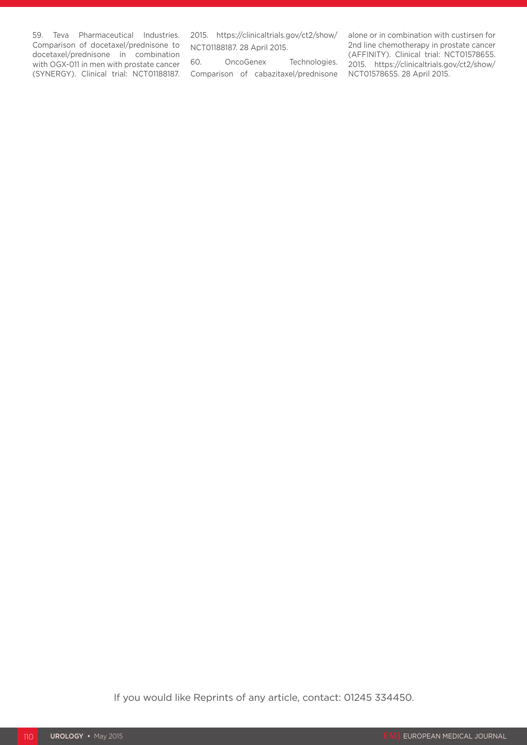59. Teva Pharmaceutical Industries. Comparison of docetaxel/prednisone to docetaxel/prednisone in combination with OGX-011 in men with prostate cancer (SYNERGY). Clinical trial: NCT01188187. 2015. https://clinicaltrials.gov/ct2/show/NCT01188187. 28 April 2015.

60. OncoGenex Technologies. Comparison of cabazitaxel/prednisone alone or in combination with custirsen for 2nd line chemotherapy in prostate cancer (AFFINITY). Clinical trial: NCT01578655. 2015. https://clinicaltrials.gov/ct2/show/NCT01578655. 28 April 2015.

If you would like Reprints of any article, contact: 01245 334450.